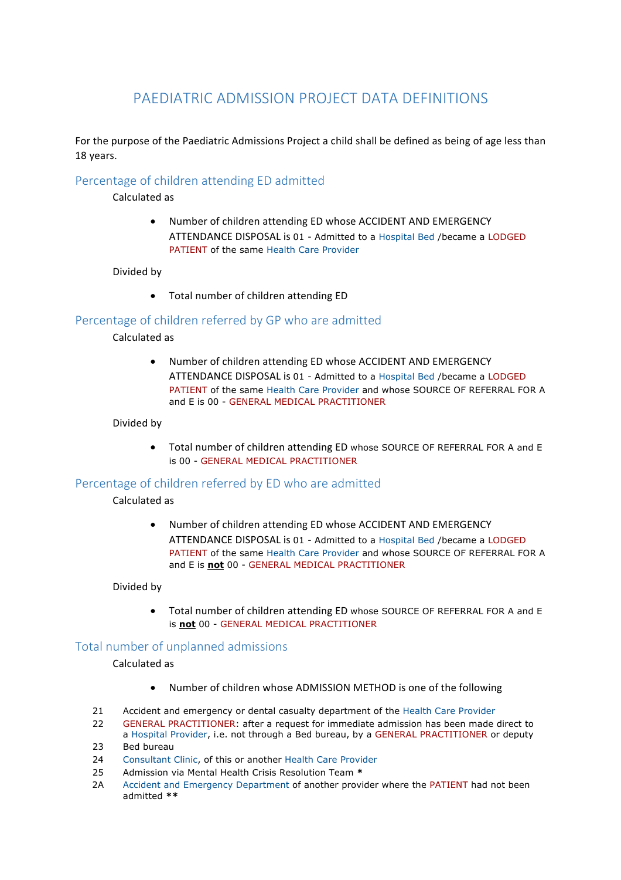# PAEDIATRIC ADMISSION PROJECT DATA DEFINITIONS

For the purpose of the Paediatric Admissions Project a child shall be defined as being of age less than 18 years.

## Percentage of children attending ED admitted

Calculated as

- Number of children attending ED whose ACCIDENT AND EMERGENCY ATTENDANCE DISPOSAL is 01 - Admitted to a Hospital Bed /became a LODGED PATIENT of the same Health Care Provider

Divided by

- Total number of children attending ED

## Percentage of children referred by GP who are admitted

Calculated as

- Number of children attending ED whose ACCIDENT AND EMERGENCY ATTENDANCE DISPOSAL is 01 - Admitted to a Hospital Bed /became a LODGED PATIENT of the same Health Care Provider and whose SOURCE OF REFERRAL FOR A and E is 00 - GENERAL MEDICAL PRACTITIONER

Divided by

- Total number of children attending ED whose SOURCE OF REFERRAL FOR A and E is 00 - GENERAL MEDICAL PRACTITIONER

## Percentage of children referred by ED who are admitted

Calculated as

- Number of children attending ED whose ACCIDENT AND EMERGENCY ATTENDANCE DISPOSAL is 01 - Admitted to a Hospital Bed /became a LODGED PATIENT of the same Health Care Provider and whose SOURCE OF REFERRAL FOR A and E is **not** 00 - GENERAL MEDICAL PRACTITIONER

Divided by

- Total number of children attending ED whose SOURCE OF REFERRAL FOR A and E is **not** 00 - GENERAL MEDICAL PRACTITIONER

## Total number of unplanned admissions

Calculated as

- Number of children whose ADMISSION METHOD is one of the following

21 Accident and emergency or dental casualty department of the Health Care Provider
22 GENERAL PRACTITIONER: after a request for immediate admission has been made direct to a Hospital Provider, i.e. not through a Bed bureau, by a GENERAL PRACTITIONER or deputy
23 Bed bureau
24 Consultant Clinic, of this or another Health Care Provider
25 Admission via Mental Health Crisis Resolution Team *
2A Accident and Emergency Department of another provider where the PATIENT had not been admitted **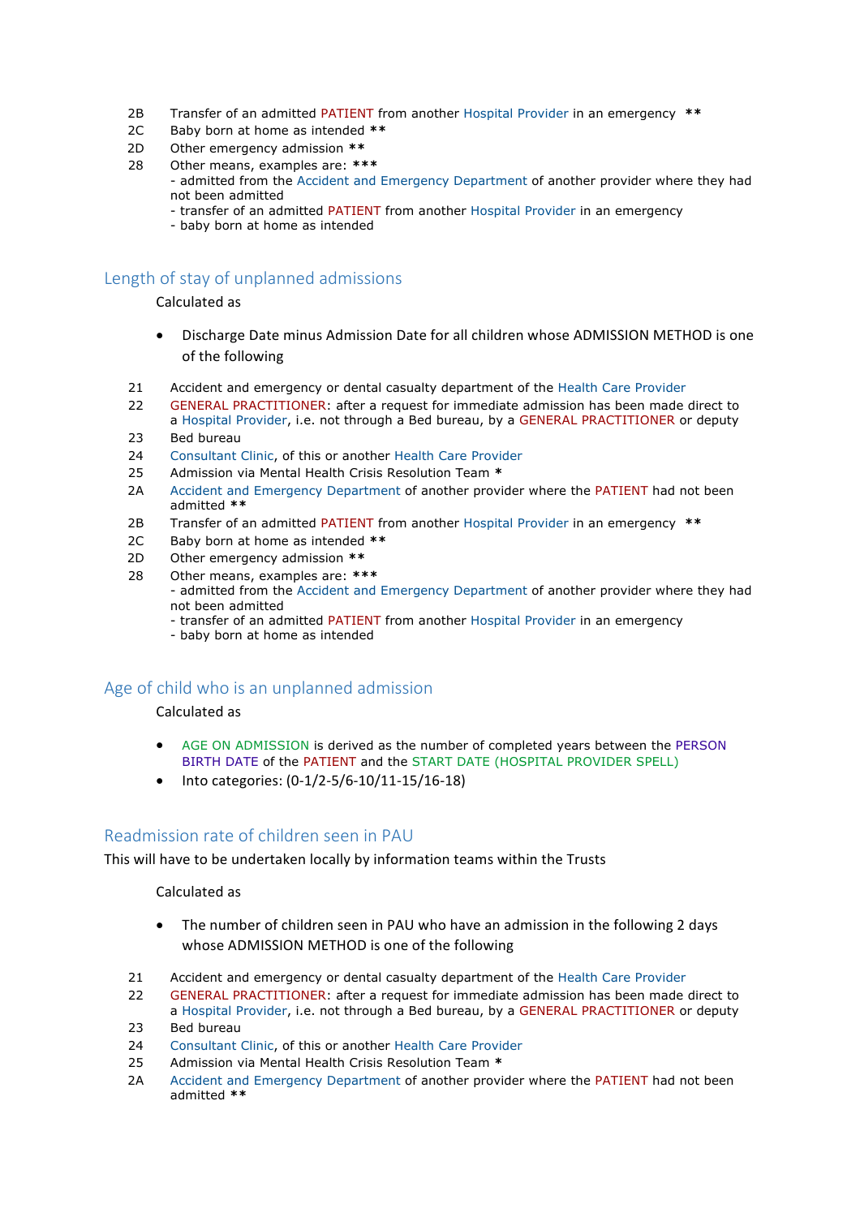| | |
|---|---|
| 2B | Transfer of an admitted PATIENT from another Hospital Provider in an emergency ** |
| 2C | Baby born at home as intended ** |
| 2D | Other emergency admission ** |
| 28 | Other means, examples are: ***<br>- admitted from the Accident and Emergency Department of another provider where they had not been admitted<br>- transfer of an admitted PATIENT from another Hospital Provider in an emergency<br>- baby born at home as intended |

## Length of stay of unplanned admissions

Calculated as

- Discharge Date minus Admission Date for all children whose ADMISSION METHOD is one of the following

| | |
|---|---|
| 21 | Accident and emergency or dental casualty department of the Health Care Provider |
| 22 | GENERAL PRACTITIONER: after a request for immediate admission has been made direct to a Hospital Provider, i.e. not through a Bed bureau, by a GENERAL PRACTITIONER or deputy |
| 23 | Bed bureau |
| 24 | Consultant Clinic, of this or another Health Care Provider |
| 25 | Admission via Mental Health Crisis Resolution Team * |
| 2A | Accident and Emergency Department of another provider where the PATIENT had not been admitted ** |
| 2B | Transfer of an admitted PATIENT from another Hospital Provider in an emergency ** |
| 2C | Baby born at home as intended ** |
| 2D | Other emergency admission ** |
| 28 | Other means, examples are: ***<br>- admitted from the Accident and Emergency Department of another provider where they had not been admitted<br>- transfer of an admitted PATIENT from another Hospital Provider in an emergency<br>- baby born at home as intended |

## Age of child who is an unplanned admission

Calculated as

- AGE ON ADMISSION is derived as the number of completed years between the PERSON BIRTH DATE of the PATIENT and the START DATE (HOSPITAL PROVIDER SPELL)
- Into categories: (0-1/2-5/6-10/11-15/16-18)

## Readmission rate of children seen in PAU

This will have to be undertaken locally by information teams within the Trusts

Calculated as

- The number of children seen in PAU who have an admission in the following 2 days whose ADMISSION METHOD is one of the following

| | |
|---|---|
| 21 | Accident and emergency or dental casualty department of the Health Care Provider |
| 22 | GENERAL PRACTITIONER: after a request for immediate admission has been made direct to a Hospital Provider, i.e. not through a Bed bureau, by a GENERAL PRACTITIONER or deputy |
| 23 | Bed bureau |
| 24 | Consultant Clinic, of this or another Health Care Provider |
| 25 | Admission via Mental Health Crisis Resolution Team * |
| 2A | Accident and Emergency Department of another provider where the PATIENT had not been admitted ** |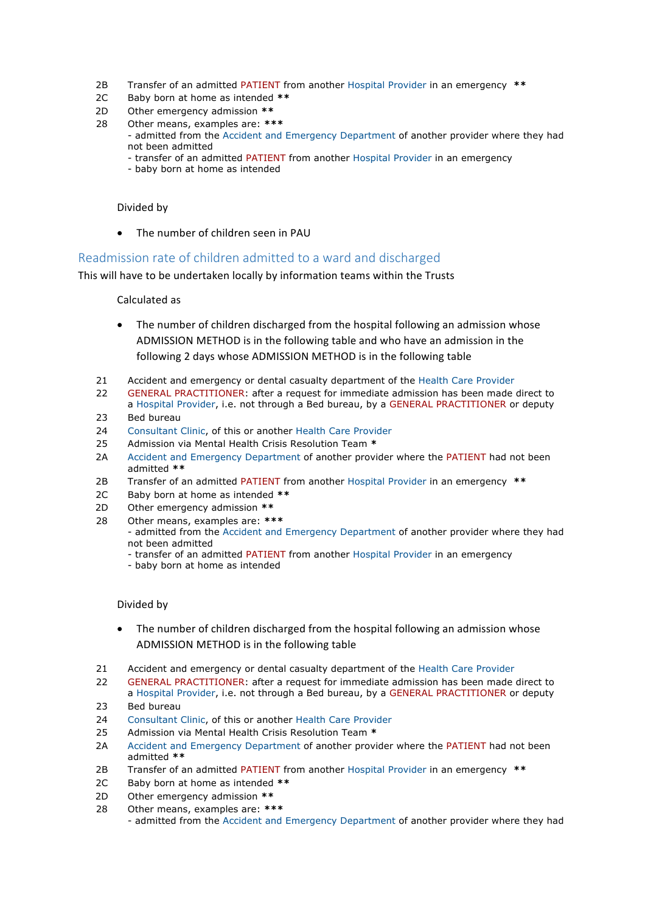| | |
|---|---|
| 2B | Transfer of an admitted PATIENT from another Hospital Provider in an emergency ** |
| 2C | Baby born at home as intended ** |
| 2D | Other emergency admission ** |
| 28 | Other means, examples are: *** <br>- admitted from the Accident and Emergency Department of another provider where they had not been admitted <br>- transfer of an admitted PATIENT from another Hospital Provider in an emergency <br>- baby born at home as intended |

Divided by

- The number of children seen in PAU

## Readmission rate of children admitted to a ward and discharged

This will have to be undertaken locally by information teams within the Trusts

Calculated as

- The number of children discharged from the hospital following an admission whose ADMISSION METHOD is in the following table and who have an admission in the following 2 days whose ADMISSION METHOD is in the following table

| | |
|---|---|
| 21 | Accident and emergency or dental casualty department of the Health Care Provider |
| 22 | GENERAL PRACTITIONER: after a request for immediate admission has been made direct to a Hospital Provider, i.e. not through a Bed bureau, by a GENERAL PRACTITIONER or deputy |
| 23 | Bed bureau |
| 24 | Consultant Clinic, of this or another Health Care Provider |
| 25 | Admission via Mental Health Crisis Resolution Team * |
| 2A | Accident and Emergency Department of another provider where the PATIENT had not been admitted ** |
| 2B | Transfer of an admitted PATIENT from another Hospital Provider in an emergency ** |
| 2C | Baby born at home as intended ** |
| 2D | Other emergency admission ** |
| 28 | Other means, examples are: *** <br>- admitted from the Accident and Emergency Department of another provider where they had not been admitted <br>- transfer of an admitted PATIENT from another Hospital Provider in an emergency <br>- baby born at home as intended |

Divided by

- The number of children discharged from the hospital following an admission whose ADMISSION METHOD is in the following table

| | |
|---|---|
| 21 | Accident and emergency or dental casualty department of the Health Care Provider |
| 22 | GENERAL PRACTITIONER: after a request for immediate admission has been made direct to a Hospital Provider, i.e. not through a Bed bureau, by a GENERAL PRACTITIONER or deputy |
| 23 | Bed bureau |
| 24 | Consultant Clinic, of this or another Health Care Provider |
| 25 | Admission via Mental Health Crisis Resolution Team * |
| 2A | Accident and Emergency Department of another provider where the PATIENT had not been admitted ** |
| 2B | Transfer of an admitted PATIENT from another Hospital Provider in an emergency ** |
| 2C | Baby born at home as intended ** |
| 2D | Other emergency admission ** |
| 28 | Other means, examples are: *** <br>- admitted from the Accident and Emergency Department of another provider where they had |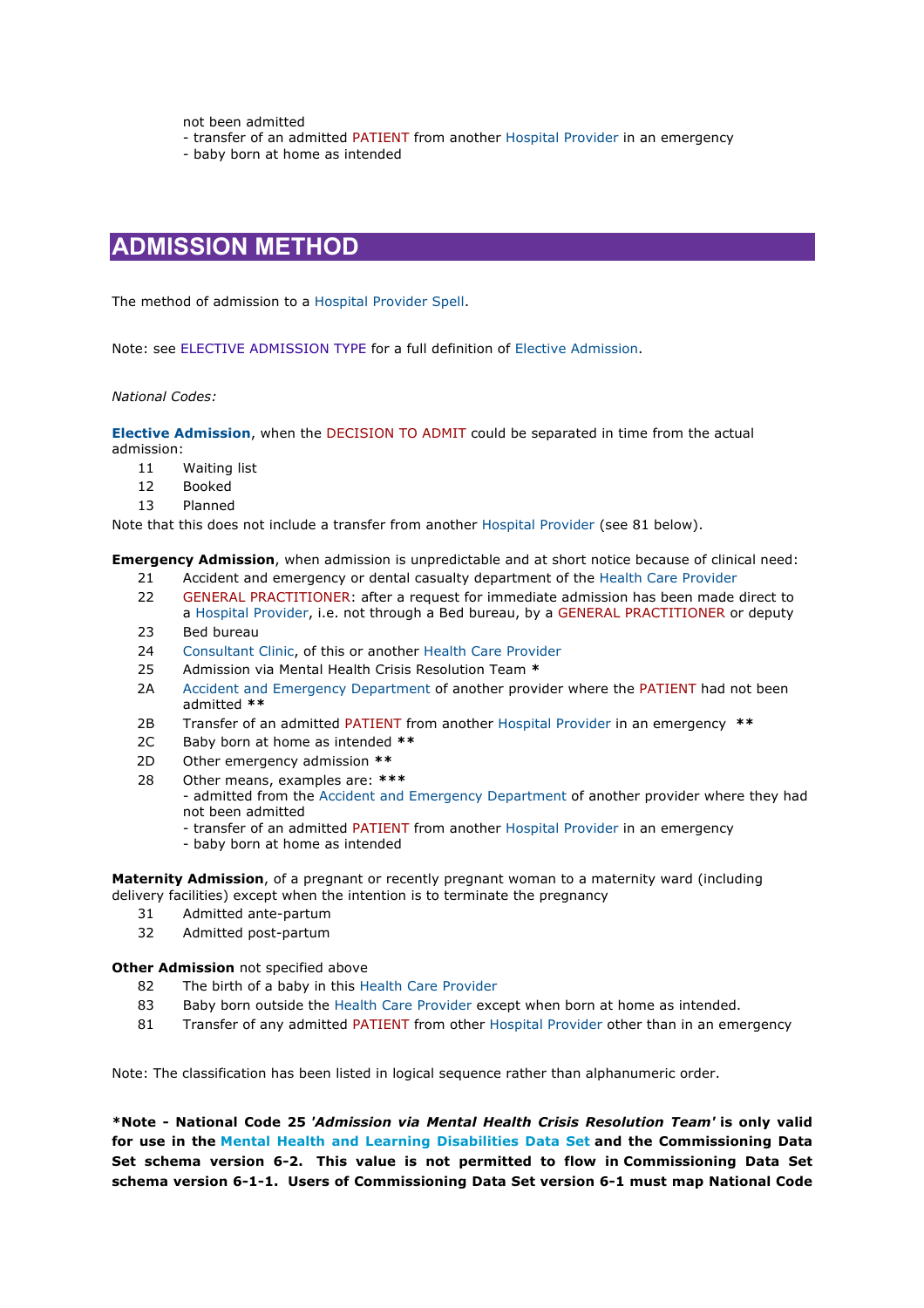not been admitted
- transfer of an admitted PATIENT from another Hospital Provider in an emergency
- baby born at home as intended

# ADMISSION METHOD

The method of admission to a Hospital Provider Spell.

Note: see ELECTIVE ADMISSION TYPE for a full definition of Elective Admission.

*National Codes:*

**Elective Admission**, when the DECISION TO ADMIT could be separated in time from the actual admission:

| | |
|---|---|
| 11 | Waiting list |
| 12 | Booked |
| 13 | Planned |

Note that this does not include a transfer from another Hospital Provider (see 81 below).

**Emergency Admission**, when admission is unpredictable and at short notice because of clinical need:

| | |
|---|---|
| 21 | Accident and emergency or dental casualty department of the Health Care Provider |
| 22 | GENERAL PRACTITIONER: after a request for immediate admission has been made direct to a Hospital Provider, i.e. not through a Bed bureau, by a GENERAL PRACTITIONER or deputy |
| 23 | Bed bureau |
| 24 | Consultant Clinic, of this or another Health Care Provider |
| 25 | Admission via Mental Health Crisis Resolution Team * |
| 2A | Accident and Emergency Department of another provider where the PATIENT had not been admitted ** |
| 2B | Transfer of an admitted PATIENT from another Hospital Provider in an emergency ** |
| 2C | Baby born at home as intended ** |
| 2D | Other emergency admission ** |
| 28 | Other means, examples are: *** <br> - admitted from the Accident and Emergency Department of another provider where they had not been admitted <br> - transfer of an admitted PATIENT from another Hospital Provider in an emergency <br> - baby born at home as intended |

**Maternity Admission**, of a pregnant or recently pregnant woman to a maternity ward (including delivery facilities) except when the intention is to terminate the pregnancy

| | |
|---|---|
| 31 | Admitted ante-partum |
| 32 | Admitted post-partum |

**Other Admission** not specified above

| | |
|---|---|
| 82 | The birth of a baby in this Health Care Provider |
| 83 | Baby born outside the Health Care Provider except when born at home as intended. |
| 81 | Transfer of any admitted PATIENT from other Hospital Provider other than in an emergency |

Note: The classification has been listed in logical sequence rather than alphanumeric order.

**\*Note - National Code 25 *'Admission via Mental Health Crisis Resolution Team'* is only valid for use in the Mental Health and Learning Disabilities Data Set and the Commissioning Data Set schema version 6-2. This value is not permitted to flow in Commissioning Data Set schema version 6-1-1. Users of Commissioning Data Set version 6-1 must map National Code**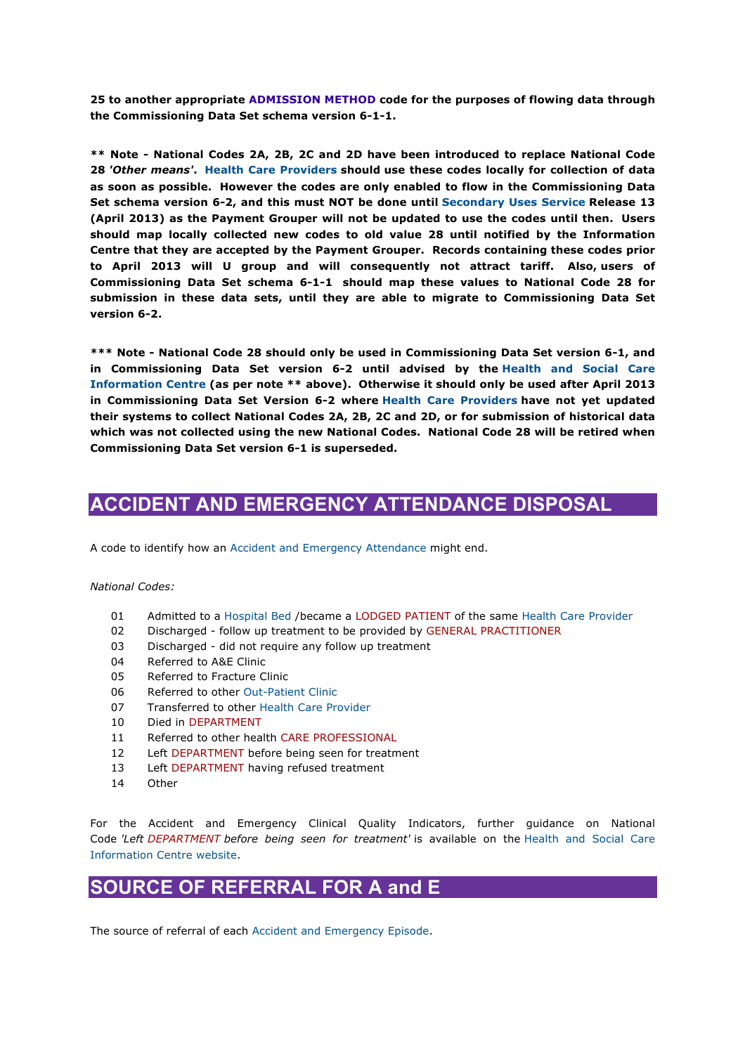**25 to another appropriate ADMISSION METHOD code for the purposes of flowing data through the Commissioning Data Set schema version 6-1-1.**

**\*\* Note - National Codes 2A, 2B, 2C and 2D have been introduced to replace National Code 28 *'Other means'*. Health Care Providers should use these codes locally for collection of data as soon as possible. However the codes are only enabled to flow in the Commissioning Data Set schema version 6-2, and this must NOT be done until Secondary Uses Service Release 13 (April 2013) as the Payment Grouper will not be updated to use the codes until then. Users should map locally collected new codes to old value 28 until notified by the Information Centre that they are accepted by the Payment Grouper. Records containing these codes prior to April 2013 will U group and will consequently not attract tariff. Also, users of Commissioning Data Set schema 6-1-1 should map these values to National Code 28 for submission in these data sets, until they are able to migrate to Commissioning Data Set version 6-2.**

**\*\*\* Note - National Code 28 should only be used in Commissioning Data Set version 6-1, and in Commissioning Data Set version 6-2 until advised by the Health and Social Care Information Centre (as per note \*\* above). Otherwise it should only be used after April 2013 in Commissioning Data Set Version 6-2 where Health Care Providers have not yet updated their systems to collect National Codes 2A, 2B, 2C and 2D, or for submission of historical data which was not collected using the new National Codes. National Code 28 will be retired when Commissioning Data Set version 6-1 is superseded.**

## ACCIDENT AND EMERGENCY ATTENDANCE DISPOSAL

A code to identify how an Accident and Emergency Attendance might end.

*National Codes:*

| | |
|---|---|
| 01 | Admitted to a Hospital Bed /became a LODGED PATIENT of the same Health Care Provider |
| 02 | Discharged - follow up treatment to be provided by GENERAL PRACTITIONER |
| 03 | Discharged - did not require any follow up treatment |
| 04 | Referred to A&E Clinic |
| 05 | Referred to Fracture Clinic |
| 06 | Referred to other Out-Patient Clinic |
| 07 | Transferred to other Health Care Provider |
| 10 | Died in DEPARTMENT |
| 11 | Referred to other health CARE PROFESSIONAL |
| 12 | Left DEPARTMENT before being seen for treatment |
| 13 | Left DEPARTMENT having refused treatment |
| 14 | Other |

For the Accident and Emergency Clinical Quality Indicators, further guidance on National Code *'Left DEPARTMENT before being seen for treatment'* is available on the Health and Social Care Information Centre website.

## SOURCE OF REFERRAL FOR A and E

The source of referral of each Accident and Emergency Episode.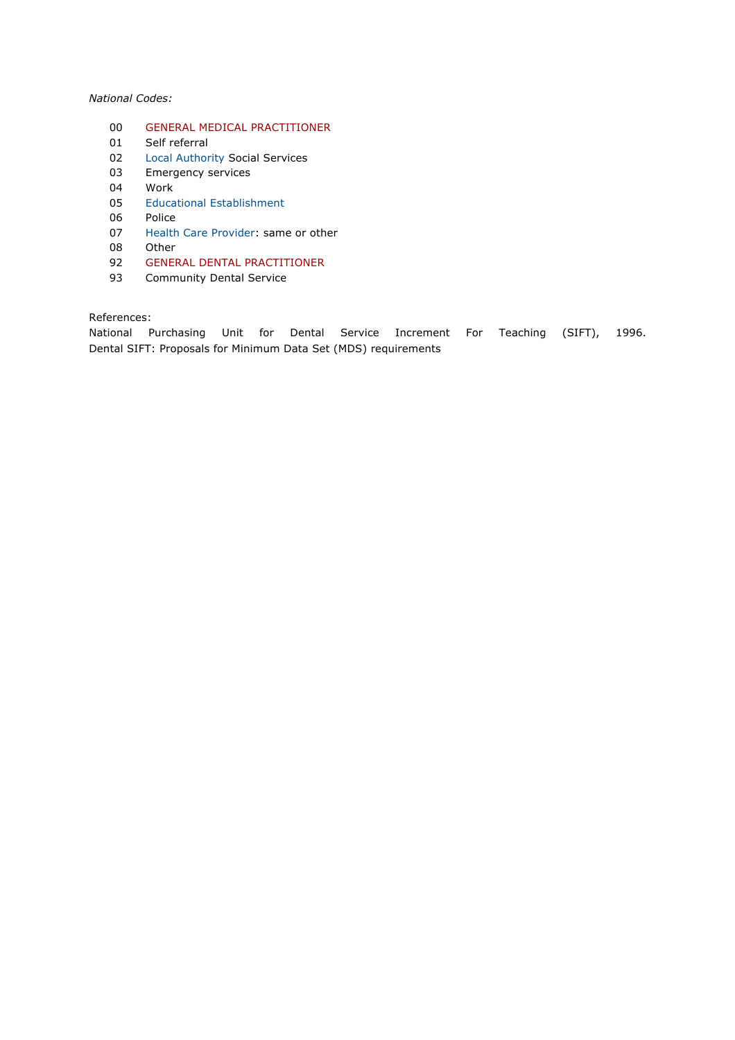*National Codes:*

| | |
|---|---|
| 00 | GENERAL MEDICAL PRACTITIONER |
| 01 | Self referral |
| 02 | Local Authority Social Services |
| 03 | Emergency services |
| 04 | Work |
| 05 | Educational Establishment |
| 06 | Police |
| 07 | Health Care Provider: same or other |
| 08 | Other |
| 92 | GENERAL DENTAL PRACTITIONER |
| 93 | Community Dental Service |

References:
National Purchasing Unit for Dental Service Increment For Teaching (SIFT), 1996. Dental SIFT: Proposals for Minimum Data Set (MDS) requirements